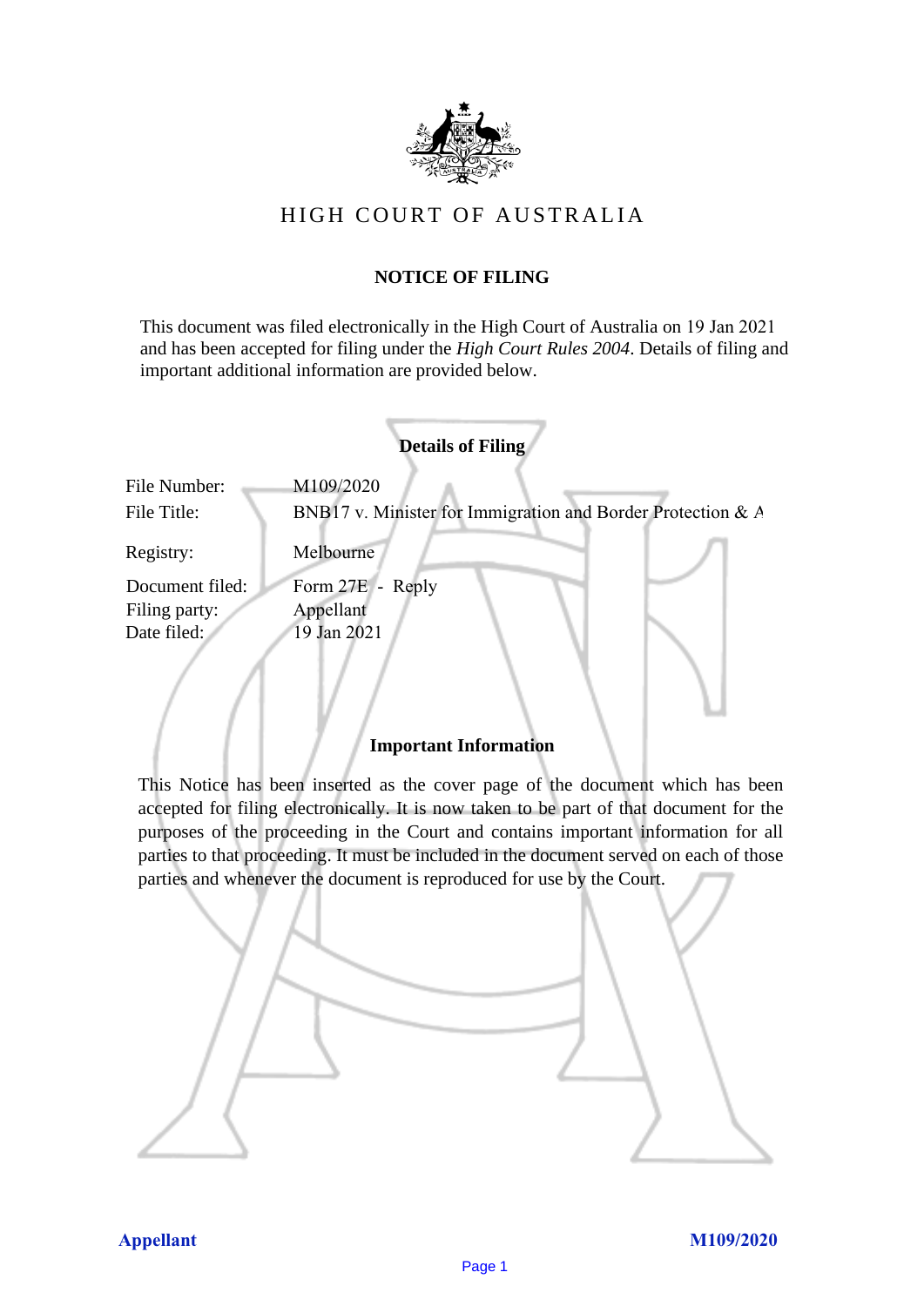# HIGH COURT OF AUSTRALIA

## NOTICE OF FILING

This document was filed electronically in the High Court of Australia on 19 Jan 2021 and has been accepted for filing under the *High Court Rules 2004*. Details of filing and important additional information are provided below.

### Details of Filing

| | |
|---|---|
| File Number: | M109/2020 |
| File Title: | BNB17 v. Minister for Immigration and Border Protection & A |
| Registry: | Melbourne |
| Document filed: | Form 27E - Reply |
| Filing party: | Appellant |
| Date filed: | 19 Jan 2021 |

### Important Information

This Notice has been inserted as the cover page of the document which has been accepted for filing electronically. It is now taken to be part of that document for the purposes of the proceeding in the Court and contains important information for all parties to that proceeding. It must be included in the document served on each of those parties and whenever the document is reproduced for use by the Court.

**Appellant** **M109/2020**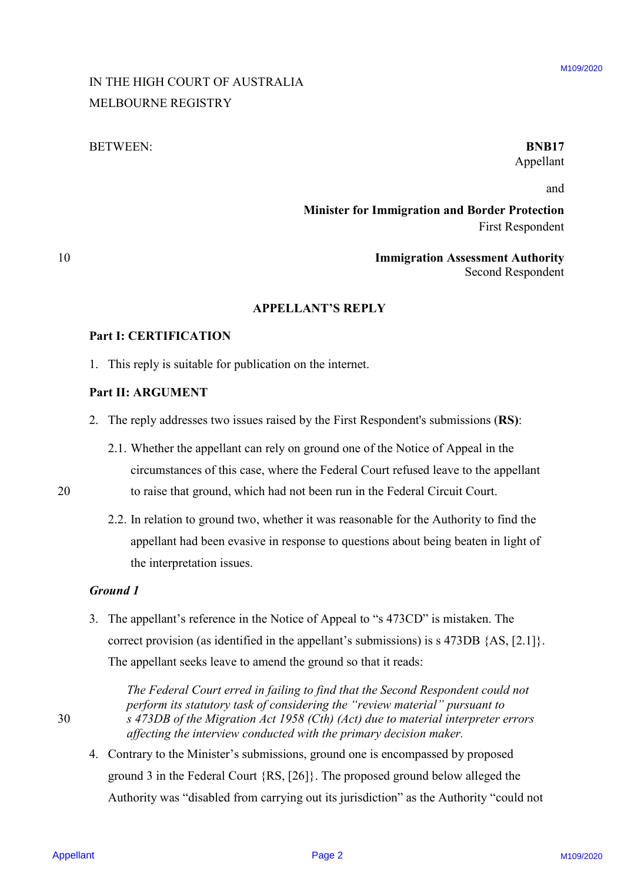IN THE HIGH COURT OF AUSTRALIA
MELBOURNE REGISTRY

BETWEEN:

**BNB17**
Appellant

and

**Minister for Immigration and Border Protection**
First Respondent

**Immigration Assessment Authority**
Second Respondent

## APPELLANT'S REPLY

### Part I: CERTIFICATION

1. This reply is suitable for publication on the internet.

### Part II: ARGUMENT

2. The reply addresses two issues raised by the First Respondent's submissions (**RS**):

   2.1. Whether the appellant can rely on ground one of the Notice of Appeal in the circumstances of this case, where the Federal Court refused leave to the appellant to raise that ground, which had not been run in the Federal Circuit Court.

   2.2. In relation to ground two, whether it was reasonable for the Authority to find the appellant had been evasive in response to questions about being beaten in light of the interpretation issues.

***Ground 1***

3. The appellant's reference in the Notice of Appeal to "s 473CD" is mistaken. The correct provision (as identified in the appellant's submissions) is s 473DB {AS, [2.1]}. The appellant seeks leave to amend the ground so that it reads:

   *The Federal Court erred in failing to find that the Second Respondent could not perform its statutory task of considering the "review material" pursuant to s 473DB of the Migration Act 1958 (Cth) (Act) due to material interpreter errors affecting the interview conducted with the primary decision maker.*

4. Contrary to the Minister's submissions, ground one is encompassed by proposed ground 3 in the Federal Court {RS, [26]}. The proposed ground below alleged the Authority was "disabled from carrying out its jurisdiction" as the Authority "could not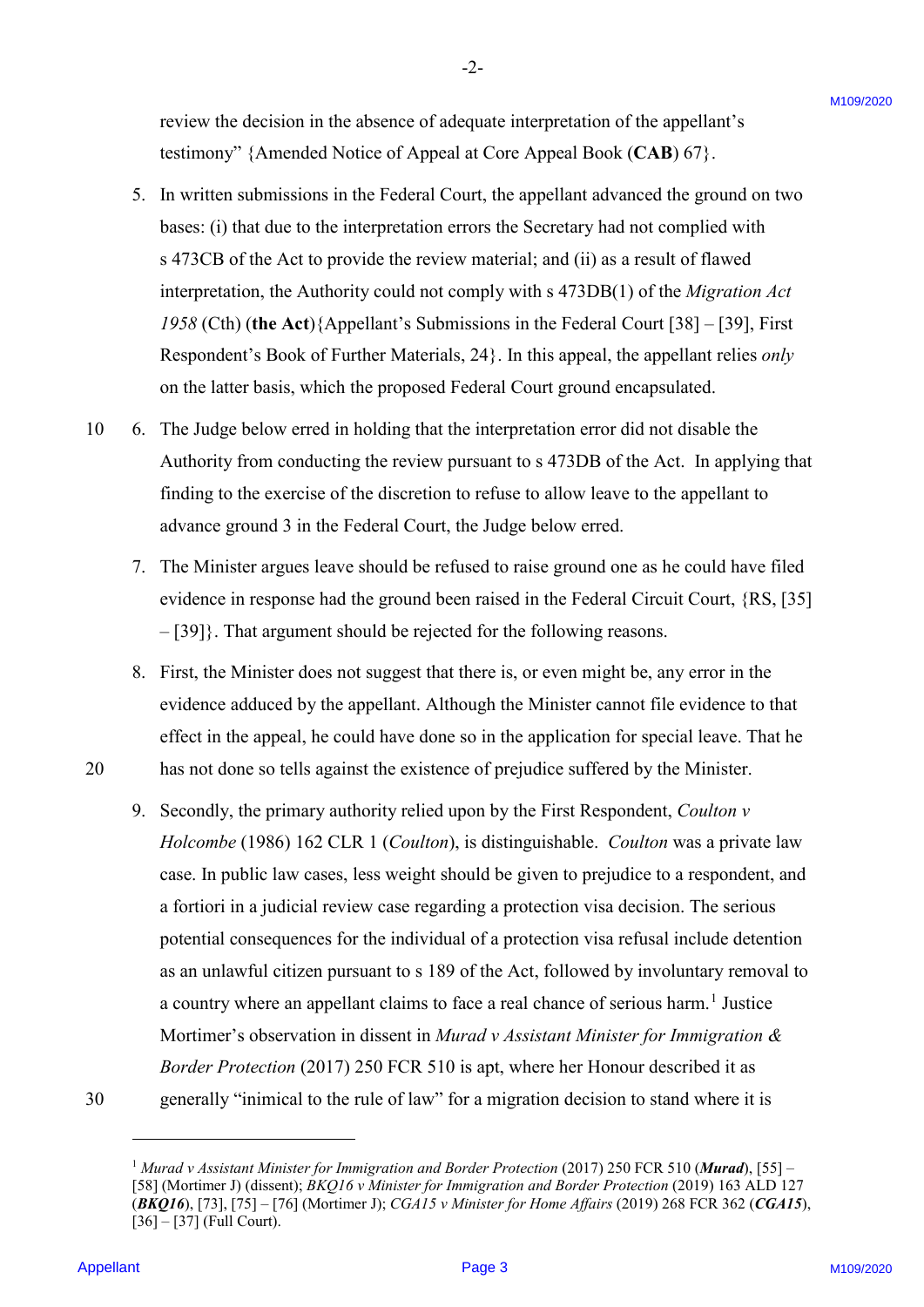review the decision in the absence of adequate interpretation of the appellant's testimony" {Amended Notice of Appeal at Core Appeal Book (**CAB**) 67}.

5. In written submissions in the Federal Court, the appellant advanced the ground on two bases: (i) that due to the interpretation errors the Secretary had not complied with s 473CB of the Act to provide the review material; and (ii) as a result of flawed interpretation, the Authority could not comply with s 473DB(1) of the *Migration Act 1958* (Cth) (**the Act**){Appellant's Submissions in the Federal Court [38] – [39], First Respondent's Book of Further Materials, 24}. In this appeal, the appellant relies *only* on the latter basis, which the proposed Federal Court ground encapsulated.

6. The Judge below erred in holding that the interpretation error did not disable the Authority from conducting the review pursuant to s 473DB of the Act. In applying that finding to the exercise of the discretion to refuse to allow leave to the appellant to advance ground 3 in the Federal Court, the Judge below erred.

7. The Minister argues leave should be refused to raise ground one as he could have filed evidence in response had the ground been raised in the Federal Circuit Court, {RS, [35] – [39]}. That argument should be rejected for the following reasons.

8. First, the Minister does not suggest that there is, or even might be, any error in the evidence adduced by the appellant. Although the Minister cannot file evidence to that effect in the appeal, he could have done so in the application for special leave. That he has not done so tells against the existence of prejudice suffered by the Minister.

9. Secondly, the primary authority relied upon by the First Respondent, *Coulton v Holcombe* (1986) 162 CLR 1 (*Coulton*), is distinguishable. *Coulton* was a private law case. In public law cases, less weight should be given to prejudice to a respondent, and a fortiori in a judicial review case regarding a protection visa decision. The serious potential consequences for the individual of a protection visa refusal include detention as an unlawful citizen pursuant to s 189 of the Act, followed by involuntary removal to a country where an appellant claims to face a real chance of serious harm.[1] Justice Mortimer's observation in dissent in *Murad v Assistant Minister for Immigration & Border Protection* (2017) 250 FCR 510 is apt, where her Honour described it as generally "inimical to the rule of law" for a migration decision to stand where it is

---

[1] *Murad v Assistant Minister for Immigration and Border Protection* (2017) 250 FCR 510 (***Murad***), [55] – [58] (Mortimer J) (dissent); *BKQ16 v Minister for Immigration and Border Protection* (2019) 163 ALD 127 (***BKQ16***), [73], [75] – [76] (Mortimer J); *CGA15 v Minister for Home Affairs* (2019) 268 FCR 362 (***CGA15***), [36] – [37] (Full Court).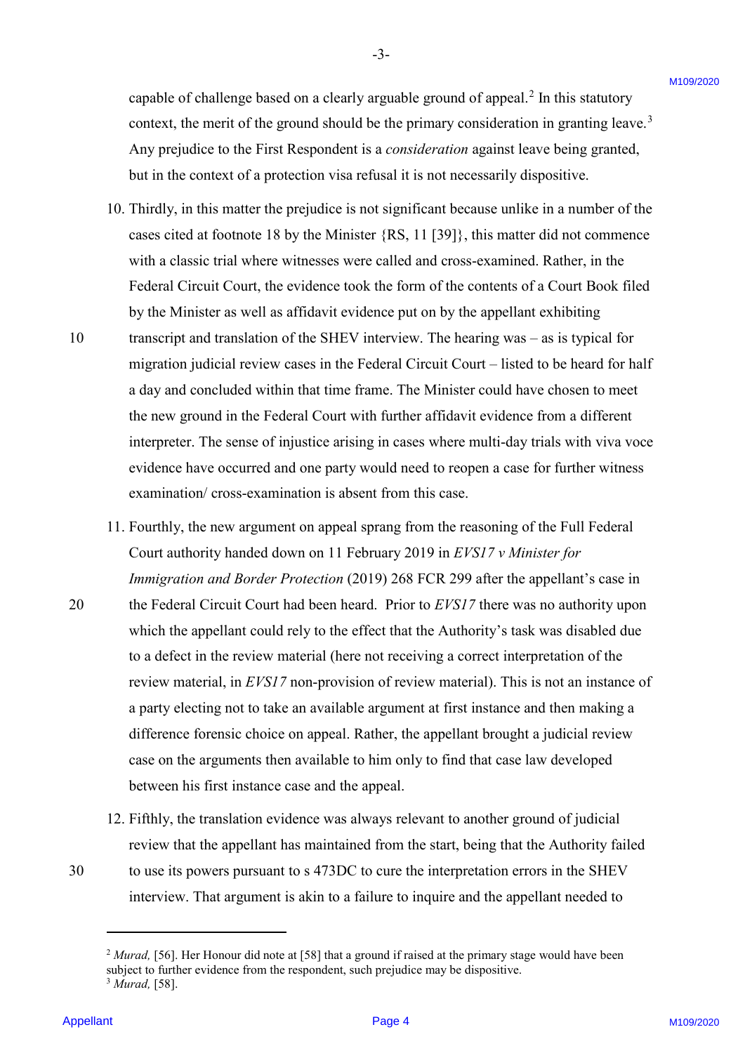capable of challenge based on a clearly arguable ground of appeal.[2] In this statutory context, the merit of the ground should be the primary consideration in granting leave.[3] Any prejudice to the First Respondent is a *consideration* against leave being granted, but in the context of a protection visa refusal it is not necessarily dispositive.

10. Thirdly, in this matter the prejudice is not significant because unlike in a number of the cases cited at footnote 18 by the Minister {RS, 11 [39]}, this matter did not commence with a classic trial where witnesses were called and cross-examined. Rather, in the Federal Circuit Court, the evidence took the form of the contents of a Court Book filed by the Minister as well as affidavit evidence put on by the appellant exhibiting transcript and translation of the SHEV interview. The hearing was – as is typical for migration judicial review cases in the Federal Circuit Court – listed to be heard for half a day and concluded within that time frame. The Minister could have chosen to meet the new ground in the Federal Court with further affidavit evidence from a different interpreter. The sense of injustice arising in cases where multi-day trials with viva voce evidence have occurred and one party would need to reopen a case for further witness examination/ cross-examination is absent from this case.

11. Fourthly, the new argument on appeal sprang from the reasoning of the Full Federal Court authority handed down on 11 February 2019 in *EVS17 v Minister for Immigration and Border Protection* (2019) 268 FCR 299 after the appellant's case in the Federal Circuit Court had been heard. Prior to *EVS17* there was no authority upon which the appellant could rely to the effect that the Authority's task was disabled due to a defect in the review material (here not receiving a correct interpretation of the review material, in *EVS17* non-provision of review material). This is not an instance of a party electing not to take an available argument at first instance and then making a difference forensic choice on appeal. Rather, the appellant brought a judicial review case on the arguments then available to him only to find that case law developed between his first instance case and the appeal.

12. Fifthly, the translation evidence was always relevant to another ground of judicial review that the appellant has maintained from the start, being that the Authority failed to use its powers pursuant to s 473DC to cure the interpretation errors in the SHEV interview. That argument is akin to a failure to inquire and the appellant needed to

---

[2] *Murad,* [56]. Her Honour did note at [58] that a ground if raised at the primary stage would have been subject to further evidence from the respondent, such prejudice may be dispositive.

[3] *Murad,* [58].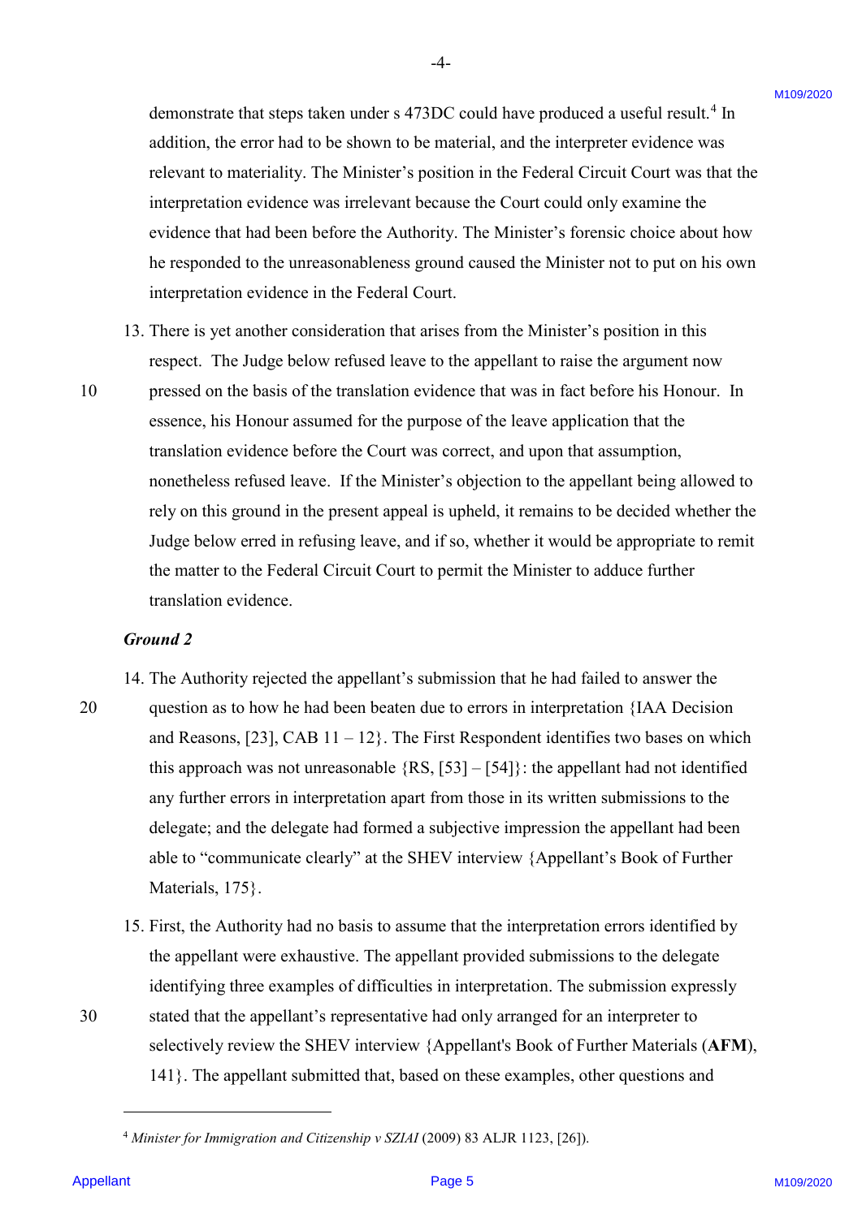demonstrate that steps taken under s 473DC could have produced a useful result.[4] In addition, the error had to be shown to be material, and the interpreter evidence was relevant to materiality. The Minister's position in the Federal Circuit Court was that the interpretation evidence was irrelevant because the Court could only examine the evidence that had been before the Authority. The Minister's forensic choice about how he responded to the unreasonableness ground caused the Minister not to put on his own interpretation evidence in the Federal Court.

13. There is yet another consideration that arises from the Minister's position in this respect. The Judge below refused leave to the appellant to raise the argument now pressed on the basis of the translation evidence that was in fact before his Honour. In essence, his Honour assumed for the purpose of the leave application that the translation evidence before the Court was correct, and upon that assumption, nonetheless refused leave. If the Minister's objection to the appellant being allowed to rely on this ground in the present appeal is upheld, it remains to be decided whether the Judge below erred in refusing leave, and if so, whether it would be appropriate to remit the matter to the Federal Circuit Court to permit the Minister to adduce further translation evidence.

***Ground 2***

14. The Authority rejected the appellant's submission that he had failed to answer the question as to how he had been beaten due to errors in interpretation {IAA Decision and Reasons, [23], CAB 11 – 12}. The First Respondent identifies two bases on which this approach was not unreasonable {RS, [53] – [54]}: the appellant had not identified any further errors in interpretation apart from those in its written submissions to the delegate; and the delegate had formed a subjective impression the appellant had been able to "communicate clearly" at the SHEV interview {Appellant's Book of Further Materials, 175}.

15. First, the Authority had no basis to assume that the interpretation errors identified by the appellant were exhaustive. The appellant provided submissions to the delegate identifying three examples of difficulties in interpretation. The submission expressly stated that the appellant's representative had only arranged for an interpreter to selectively review the SHEV interview {Appellant's Book of Further Materials (**AFM**), 141}. The appellant submitted that, based on these examples, other questions and

---

[4] *Minister for Immigration and Citizenship v SZIAI* (2009) 83 ALJR 1123, [26]).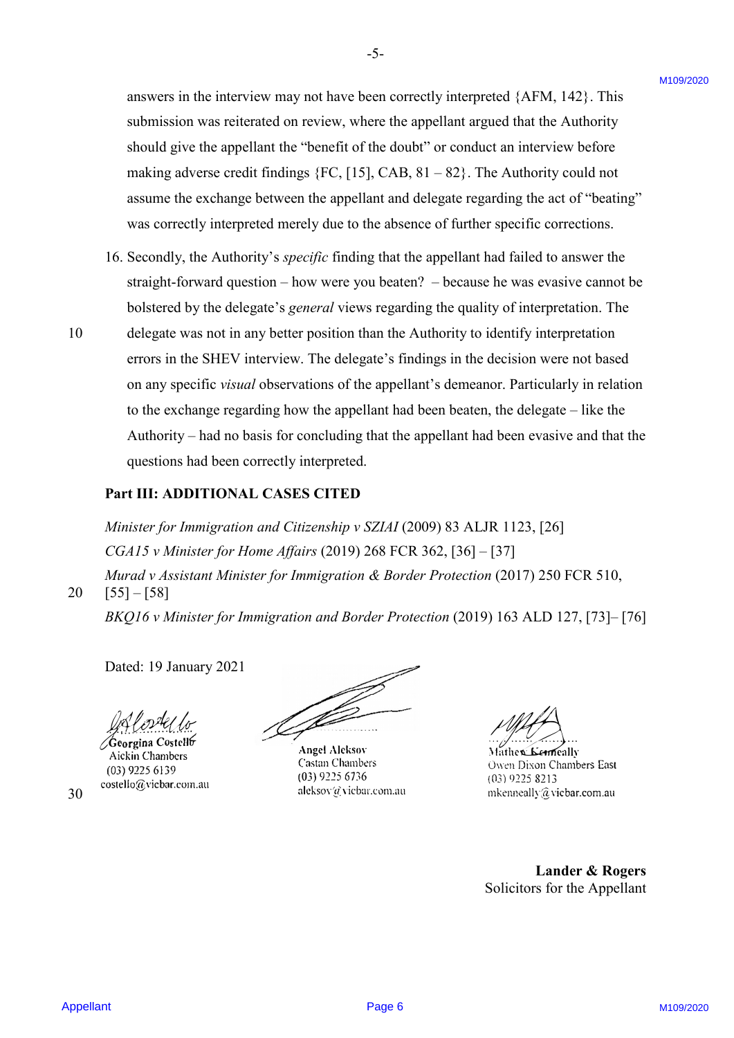answers in the interview may not have been correctly interpreted {AFM, 142}. This submission was reiterated on review, where the appellant argued that the Authority should give the appellant the "benefit of the doubt" or conduct an interview before making adverse credit findings {FC, [15], CAB, 81 – 82}. The Authority could not assume the exchange between the appellant and delegate regarding the act of "beating" was correctly interpreted merely due to the absence of further specific corrections.

16. Secondly, the Authority's *specific* finding that the appellant had failed to answer the straight-forward question – how were you beaten? – because he was evasive cannot be bolstered by the delegate's *general* views regarding the quality of interpretation. The delegate was not in any better position than the Authority to identify interpretation errors in the SHEV interview. The delegate's findings in the decision were not based on any specific *visual* observations of the appellant's demeanor. Particularly in relation to the exchange regarding how the appellant had been beaten, the delegate – like the Authority – had no basis for concluding that the appellant had been evasive and that the questions had been correctly interpreted.

## Part III: ADDITIONAL CASES CITED

*Minister for Immigration and Citizenship v SZIAI* (2009) 83 ALJR 1123, [26]

*CGA15 v Minister for Home Affairs* (2019) 268 FCR 362, [36] – [37]

*Murad v Assistant Minister for Immigration & Border Protection* (2017) 250 FCR 510, [55] – [58]

*BKQ16 v Minister for Immigration and Border Protection* (2019) 163 ALD 127, [73]– [76]

Dated: 19 January 2021

Georgina Costello
Aickin Chambers
(03) 9225 6139
costello@vicbar.com.au

Angel Aleksov
Castan Chambers
(03) 9225 6736
aleksov@vicbar.com.au

Mathew Kenneally
Owen Dixon Chambers East
(03) 9225 8213
mkenneally@vicbar.com.au

**Lander & Rogers**
Solicitors for the Appellant